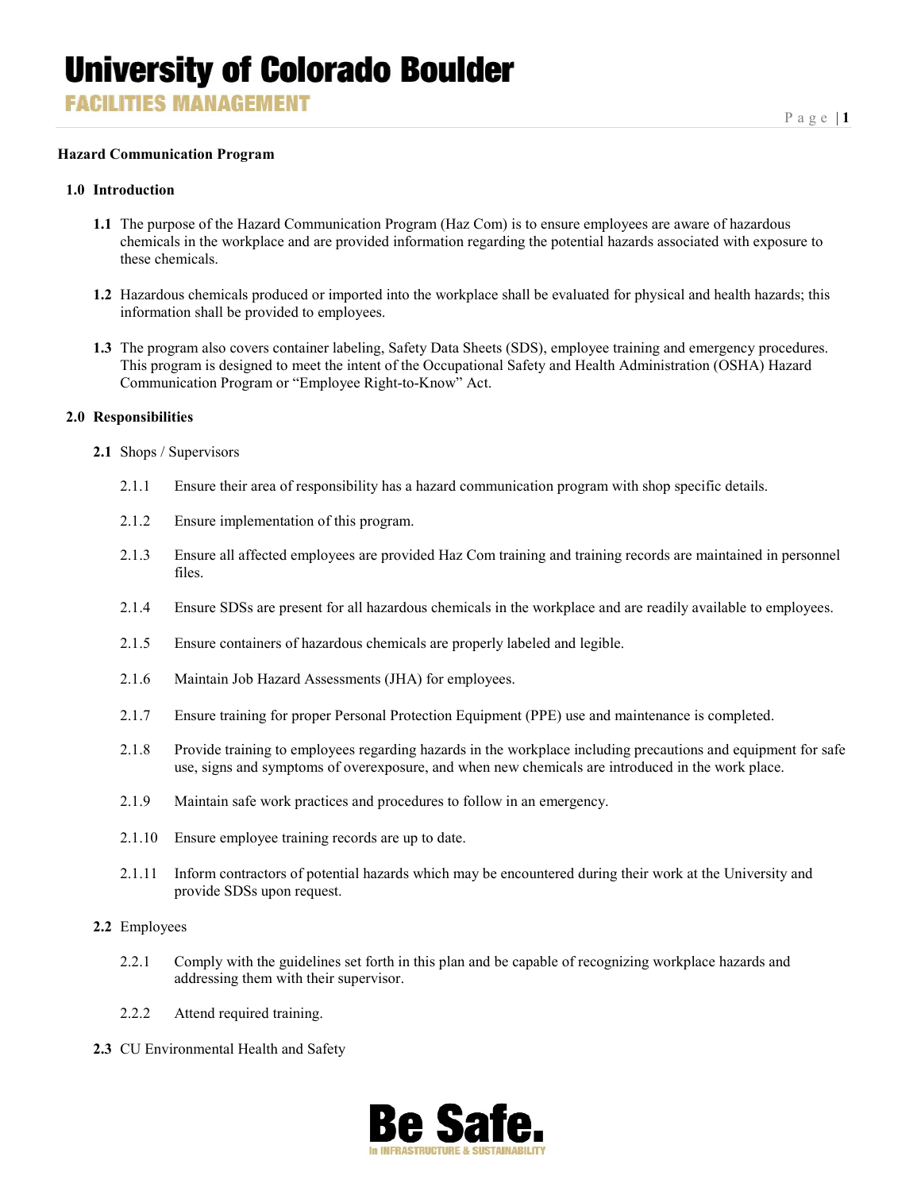# Hazard Communication Program

## 1.0 Introduction

**1.1** The purpose of the Hazard Communication Program (Haz Com) is to ensure employees are aware of hazardous chemicals in the workplace and are provided information regarding the potential hazards associated with exposure to these chemicals.

**1.2** Hazardous chemicals produced or imported into the workplace shall be evaluated for physical and health hazards; this information shall be provided to employees.

**1.3** The program also covers container labeling, Safety Data Sheets (SDS), employee training and emergency procedures. This program is designed to meet the intent of the Occupational Safety and Health Administration (OSHA) Hazard Communication Program or "Employee Right-to-Know" Act.

## 2.0 Responsibilities

**2.1** Shops / Supervisors

- 2.1.1 Ensure their area of responsibility has a hazard communication program with shop specific details.
- 2.1.2 Ensure implementation of this program.
- 2.1.3 Ensure all affected employees are provided Haz Com training and training records are maintained in personnel files.
- 2.1.4 Ensure SDSs are present for all hazardous chemicals in the workplace and are readily available to employees.
- 2.1.5 Ensure containers of hazardous chemicals are properly labeled and legible.
- 2.1.6 Maintain Job Hazard Assessments (JHA) for employees.
- 2.1.7 Ensure training for proper Personal Protection Equipment (PPE) use and maintenance is completed.
- 2.1.8 Provide training to employees regarding hazards in the workplace including precautions and equipment for safe use, signs and symptoms of overexposure, and when new chemicals are introduced in the work place.
- 2.1.9 Maintain safe work practices and procedures to follow in an emergency.
- 2.1.10 Ensure employee training records are up to date.
- 2.1.11 Inform contractors of potential hazards which may be encountered during their work at the University and provide SDSs upon request.

**2.2** Employees

- 2.2.1 Comply with the guidelines set forth in this plan and be capable of recognizing workplace hazards and addressing them with their supervisor.
- 2.2.2 Attend required training.

**2.3** CU Environmental Health and Safety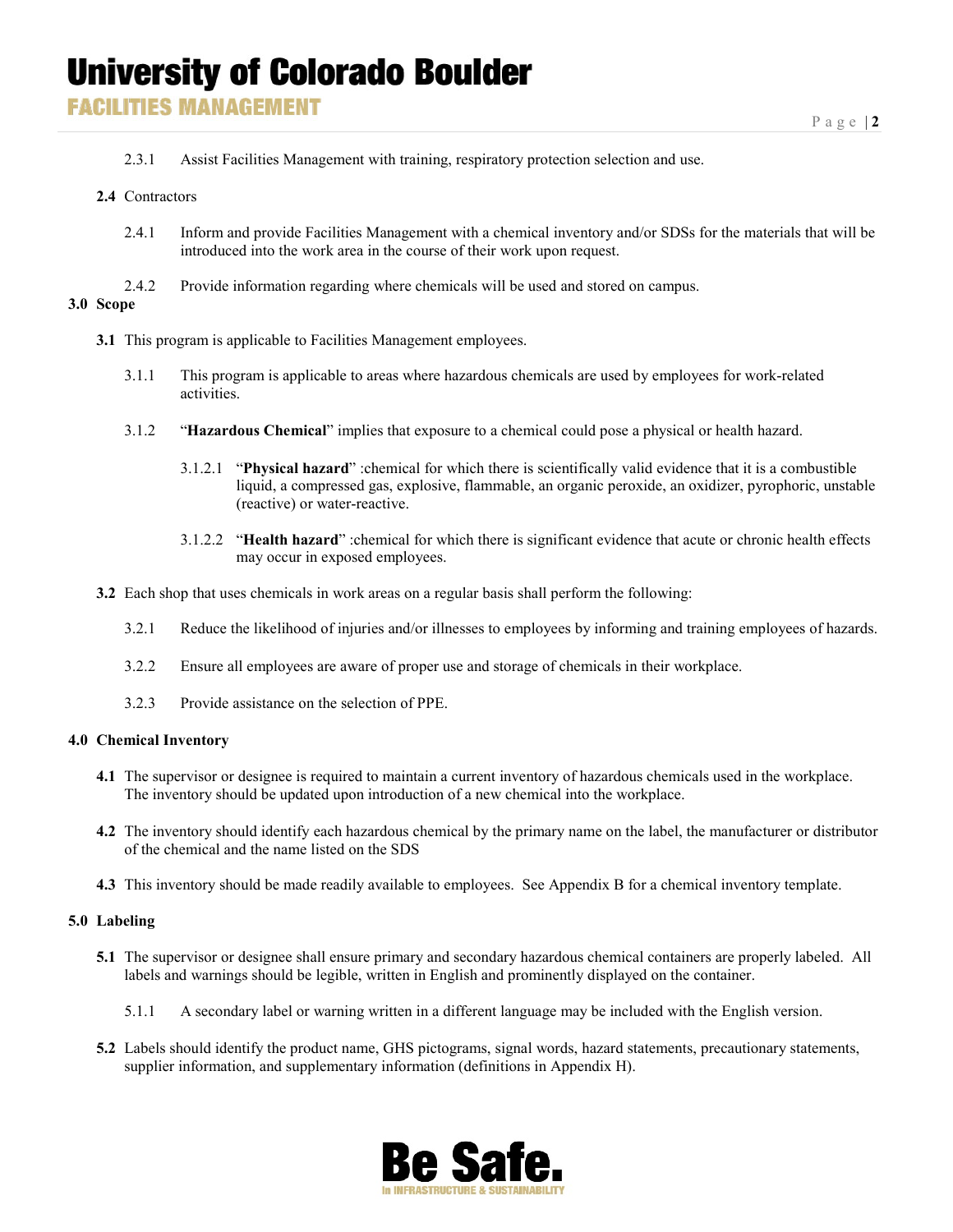2.3.1 Assist Facilities Management with training, respiratory protection selection and use.

**2.4** Contractors

2.4.1 Inform and provide Facilities Management with a chemical inventory and/or SDSs for the materials that will be introduced into the work area in the course of their work upon request.

2.4.2 Provide information regarding where chemicals will be used and stored on campus.

## 3.0 Scope

**3.1** This program is applicable to Facilities Management employees.

3.1.1 This program is applicable to areas where hazardous chemicals are used by employees for work-related activities.

3.1.2 "**Hazardous Chemical**" implies that exposure to a chemical could pose a physical or health hazard.

3.1.2.1 "**Physical hazard**" :chemical for which there is scientifically valid evidence that it is a combustible liquid, a compressed gas, explosive, flammable, an organic peroxide, an oxidizer, pyrophoric, unstable (reactive) or water-reactive.

3.1.2.2 "**Health hazard**" :chemical for which there is significant evidence that acute or chronic health effects may occur in exposed employees.

**3.2** Each shop that uses chemicals in work areas on a regular basis shall perform the following:

3.2.1 Reduce the likelihood of injuries and/or illnesses to employees by informing and training employees of hazards.

3.2.2 Ensure all employees are aware of proper use and storage of chemicals in their workplace.

3.2.3 Provide assistance on the selection of PPE.

## 4.0 Chemical Inventory

**4.1** The supervisor or designee is required to maintain a current inventory of hazardous chemicals used in the workplace. The inventory should be updated upon introduction of a new chemical into the workplace.

**4.2** The inventory should identify each hazardous chemical by the primary name on the label, the manufacturer or distributor of the chemical and the name listed on the SDS

**4.3** This inventory should be made readily available to employees. See Appendix B for a chemical inventory template.

## 5.0 Labeling

**5.1** The supervisor or designee shall ensure primary and secondary hazardous chemical containers are properly labeled. All labels and warnings should be legible, written in English and prominently displayed on the container.

5.1.1 A secondary label or warning written in a different language may be included with the English version.

**5.2** Labels should identify the product name, GHS pictograms, signal words, hazard statements, precautionary statements, supplier information, and supplementary information (definitions in Appendix H).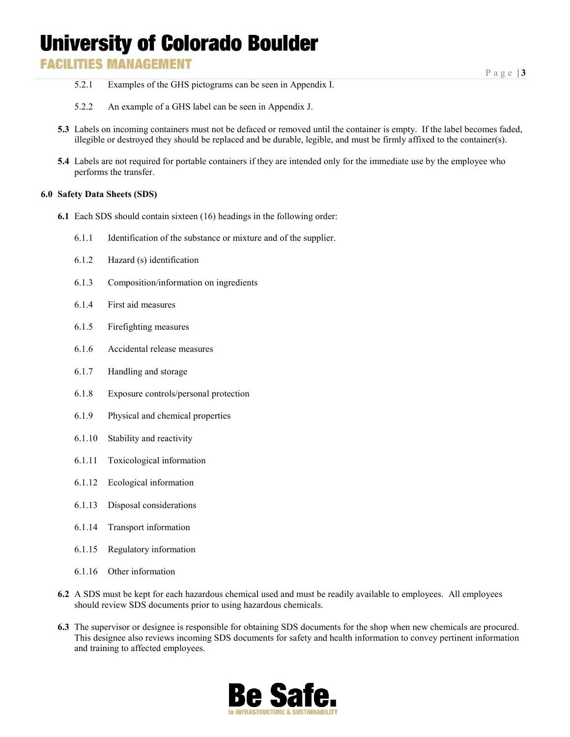5.2.1 Examples of the GHS pictograms can be seen in Appendix I.

5.2.2 An example of a GHS label can be seen in Appendix J.

**5.3** Labels on incoming containers must not be defaced or removed until the container is empty. If the label becomes faded, illegible or destroyed they should be replaced and be durable, legible, and must be firmly affixed to the container(s).

**5.4** Labels are not required for portable containers if they are intended only for the immediate use by the employee who performs the transfer.

## 6.0 Safety Data Sheets (SDS)

**6.1** Each SDS should contain sixteen (16) headings in the following order:

6.1.1 Identification of the substance or mixture and of the supplier.

6.1.2 Hazard (s) identification

6.1.3 Composition/information on ingredients

6.1.4 First aid measures

6.1.5 Firefighting measures

6.1.6 Accidental release measures

6.1.7 Handling and storage

6.1.8 Exposure controls/personal protection

6.1.9 Physical and chemical properties

6.1.10 Stability and reactivity

6.1.11 Toxicological information

6.1.12 Ecological information

6.1.13 Disposal considerations

6.1.14 Transport information

6.1.15 Regulatory information

6.1.16 Other information

**6.2** A SDS must be kept for each hazardous chemical used and must be readily available to employees. All employees should review SDS documents prior to using hazardous chemicals.

**6.3** The supervisor or designee is responsible for obtaining SDS documents for the shop when new chemicals are procured. This designee also reviews incoming SDS documents for safety and health information to convey pertinent information and training to affected employees.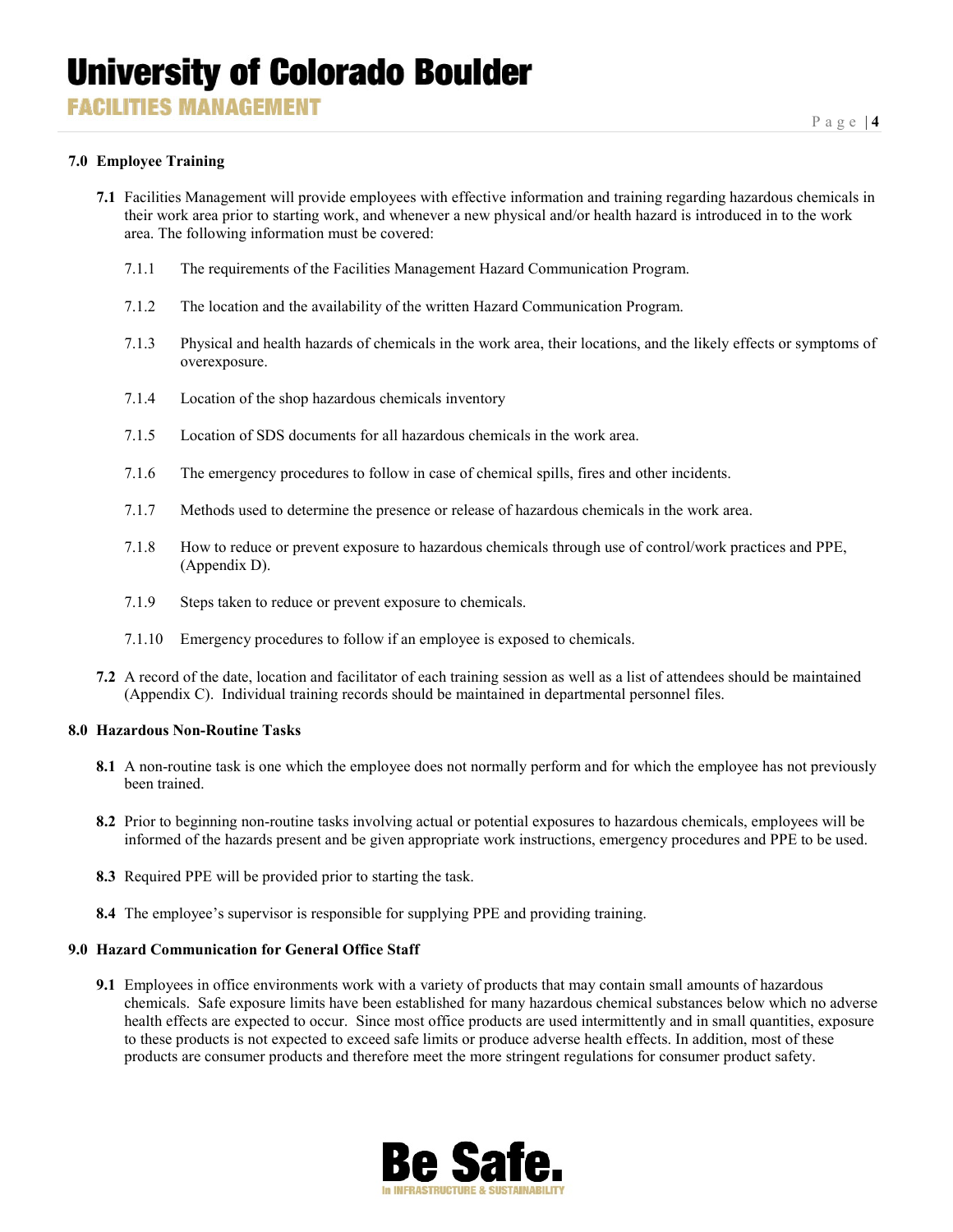## 7.0 Employee Training

**7.1** Facilities Management will provide employees with effective information and training regarding hazardous chemicals in their work area prior to starting work, and whenever a new physical and/or health hazard is introduced in to the work area. The following information must be covered:

7.1.1 The requirements of the Facilities Management Hazard Communication Program.

7.1.2 The location and the availability of the written Hazard Communication Program.

7.1.3 Physical and health hazards of chemicals in the work area, their locations, and the likely effects or symptoms of overexposure.

7.1.4 Location of the shop hazardous chemicals inventory

7.1.5 Location of SDS documents for all hazardous chemicals in the work area.

7.1.6 The emergency procedures to follow in case of chemical spills, fires and other incidents.

7.1.7 Methods used to determine the presence or release of hazardous chemicals in the work area.

7.1.8 How to reduce or prevent exposure to hazardous chemicals through use of control/work practices and PPE, (Appendix D).

7.1.9 Steps taken to reduce or prevent exposure to chemicals.

7.1.10 Emergency procedures to follow if an employee is exposed to chemicals.

**7.2** A record of the date, location and facilitator of each training session as well as a list of attendees should be maintained (Appendix C). Individual training records should be maintained in departmental personnel files.

## 8.0 Hazardous Non-Routine Tasks

**8.1** A non-routine task is one which the employee does not normally perform and for which the employee has not previously been trained.

**8.2** Prior to beginning non-routine tasks involving actual or potential exposures to hazardous chemicals, employees will be informed of the hazards present and be given appropriate work instructions, emergency procedures and PPE to be used.

**8.3** Required PPE will be provided prior to starting the task.

**8.4** The employee's supervisor is responsible for supplying PPE and providing training.

## 9.0 Hazard Communication for General Office Staff

**9.1** Employees in office environments work with a variety of products that may contain small amounts of hazardous chemicals. Safe exposure limits have been established for many hazardous chemical substances below which no adverse health effects are expected to occur. Since most office products are used intermittently and in small quantities, exposure to these products is not expected to exceed safe limits or produce adverse health effects. In addition, most of these products are consumer products and therefore meet the more stringent regulations for consumer product safety.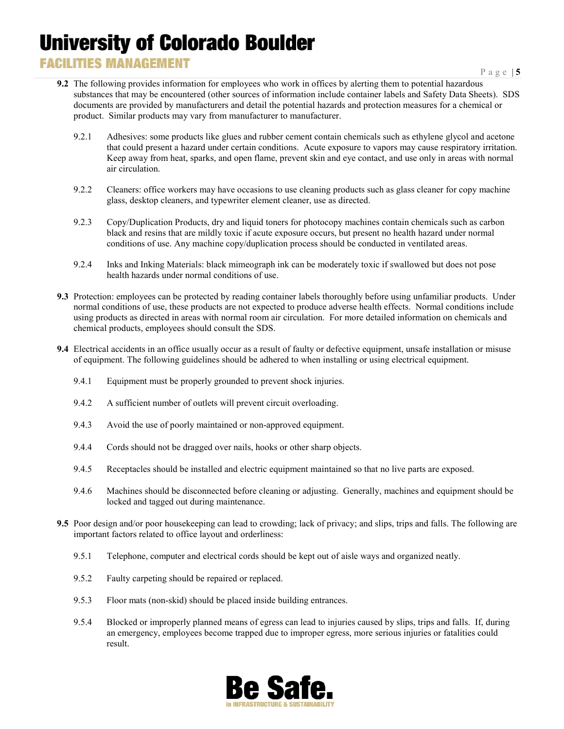**9.2** The following provides information for employees who work in offices by alerting them to potential hazardous substances that may be encountered (other sources of information include container labels and Safety Data Sheets). SDS documents are provided by manufacturers and detail the potential hazards and protection measures for a chemical or product. Similar products may vary from manufacturer to manufacturer.

9.2.1 Adhesives: some products like glues and rubber cement contain chemicals such as ethylene glycol and acetone that could present a hazard under certain conditions. Acute exposure to vapors may cause respiratory irritation. Keep away from heat, sparks, and open flame, prevent skin and eye contact, and use only in areas with normal air circulation.

9.2.2 Cleaners: office workers may have occasions to use cleaning products such as glass cleaner for copy machine glass, desktop cleaners, and typewriter element cleaner, use as directed.

9.2.3 Copy/Duplication Products, dry and liquid toners for photocopy machines contain chemicals such as carbon black and resins that are mildly toxic if acute exposure occurs, but present no health hazard under normal conditions of use. Any machine copy/duplication process should be conducted in ventilated areas.

9.2.4 Inks and Inking Materials: black mimeograph ink can be moderately toxic if swallowed but does not pose health hazards under normal conditions of use.

**9.3** Protection: employees can be protected by reading container labels thoroughly before using unfamiliar products. Under normal conditions of use, these products are not expected to produce adverse health effects. Normal conditions include using products as directed in areas with normal room air circulation. For more detailed information on chemicals and chemical products, employees should consult the SDS.

**9.4** Electrical accidents in an office usually occur as a result of faulty or defective equipment, unsafe installation or misuse of equipment. The following guidelines should be adhered to when installing or using electrical equipment.

9.4.1 Equipment must be properly grounded to prevent shock injuries.

9.4.2 A sufficient number of outlets will prevent circuit overloading.

9.4.3 Avoid the use of poorly maintained or non-approved equipment.

9.4.4 Cords should not be dragged over nails, hooks or other sharp objects.

9.4.5 Receptacles should be installed and electric equipment maintained so that no live parts are exposed.

9.4.6 Machines should be disconnected before cleaning or adjusting. Generally, machines and equipment should be locked and tagged out during maintenance.

**9.5** Poor design and/or poor housekeeping can lead to crowding; lack of privacy; and slips, trips and falls. The following are important factors related to office layout and orderliness:

9.5.1 Telephone, computer and electrical cords should be kept out of aisle ways and organized neatly.

9.5.2 Faulty carpeting should be repaired or replaced.

9.5.3 Floor mats (non-skid) should be placed inside building entrances.

9.5.4 Blocked or improperly planned means of egress can lead to injuries caused by slips, trips and falls. If, during an emergency, employees become trapped due to improper egress, more serious injuries or fatalities could result.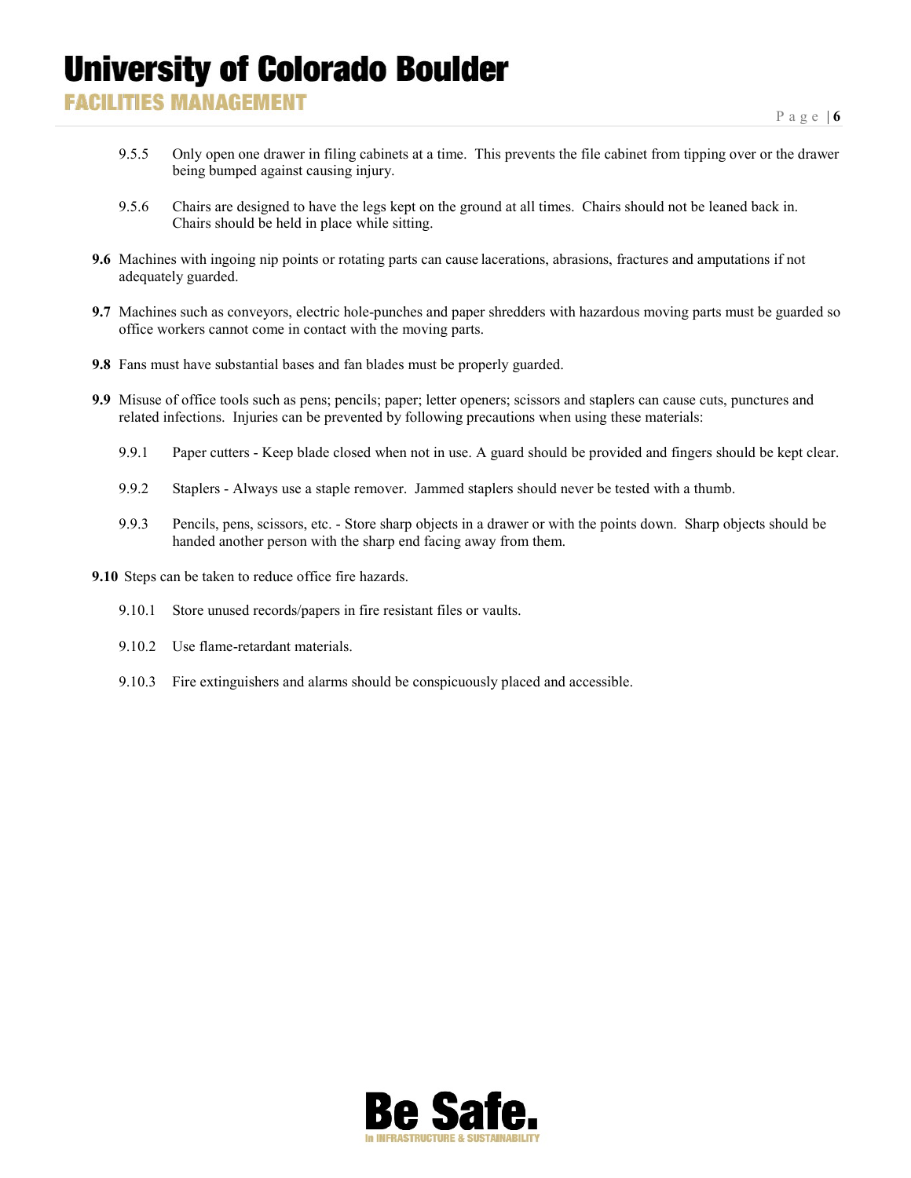9.5.5 Only open one drawer in filing cabinets at a time. This prevents the file cabinet from tipping over or the drawer being bumped against causing injury.

9.5.6 Chairs are designed to have the legs kept on the ground at all times. Chairs should not be leaned back in. Chairs should be held in place while sitting.

**9.6** Machines with ingoing nip points or rotating parts can cause lacerations, abrasions, fractures and amputations if not adequately guarded.

**9.7** Machines such as conveyors, electric hole-punches and paper shredders with hazardous moving parts must be guarded so office workers cannot come in contact with the moving parts.

**9.8** Fans must have substantial bases and fan blades must be properly guarded.

**9.9** Misuse of office tools such as pens; pencils; paper; letter openers; scissors and staplers can cause cuts, punctures and related infections. Injuries can be prevented by following precautions when using these materials:

9.9.1 Paper cutters - Keep blade closed when not in use. A guard should be provided and fingers should be kept clear.

9.9.2 Staplers - Always use a staple remover. Jammed staplers should never be tested with a thumb.

9.9.3 Pencils, pens, scissors, etc. - Store sharp objects in a drawer or with the points down. Sharp objects should be handed another person with the sharp end facing away from them.

**9.10** Steps can be taken to reduce office fire hazards.

9.10.1 Store unused records/papers in fire resistant files or vaults.

9.10.2 Use flame-retardant materials.

9.10.3 Fire extinguishers and alarms should be conspicuously placed and accessible.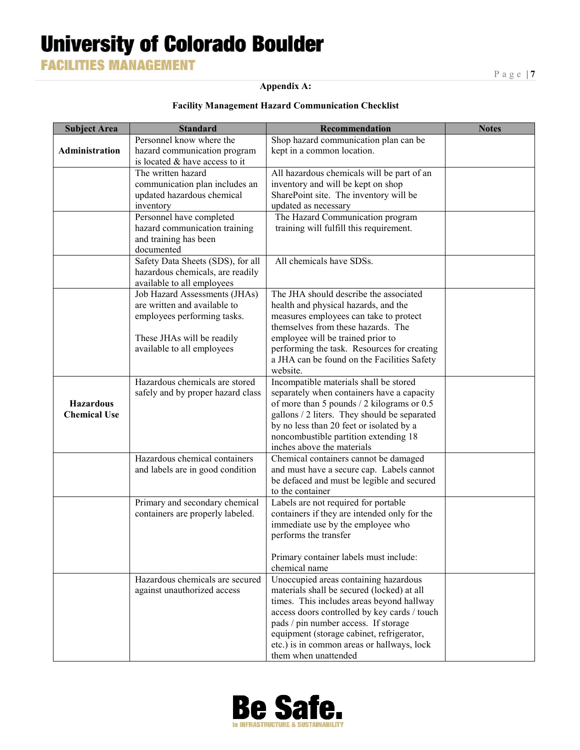**Appendix A:**

**Facility Management Hazard Communication Checklist**

| Subject Area | Standard | Recommendation | Notes |
|---|---|---|---|
| **Administration** | Personnel know where the hazard communication program is located & have access to it | Shop hazard communication plan can be kept in a common location. | |
| | The written hazard communication plan includes an updated hazardous chemical inventory | All hazardous chemicals will be part of an inventory and will be kept on shop SharePoint site. The inventory will be updated as necessary | |
| | Personnel have completed hazard communication training and training has been documented | The Hazard Communication program training will fulfill this requirement. | |
| | Safety Data Sheets (SDS), for all hazardous chemicals, are readily available to all employees | All chemicals have SDSs. | |
| | Job Hazard Assessments (JHAs) are written and available to employees performing tasks.<br><br>These JHAs will be readily available to all employees | The JHA should describe the associated health and physical hazards, and the measures employees can take to protect themselves from these hazards. The employee will be trained prior to performing the task. Resources for creating a JHA can be found on the Facilities Safety website. | |
| **Hazardous Chemical Use** | Hazardous chemicals are stored safely and by proper hazard class | Incompatible materials shall be stored separately when containers have a capacity of more than 5 pounds / 2 kilograms or 0.5 gallons / 2 liters. They should be separated by no less than 20 feet or isolated by a noncombustible partition extending 18 inches above the materials | |
| | Hazardous chemical containers and labels are in good condition | Chemical containers cannot be damaged and must have a secure cap. Labels cannot be defaced and must be legible and secured to the container | |
| | Primary and secondary chemical containers are properly labeled. | Labels are not required for portable containers if they are intended only for the immediate use by the employee who performs the transfer<br><br>Primary container labels must include: chemical name | |
| | Hazardous chemicals are secured against unauthorized access | Unoccupied areas containing hazardous materials shall be secured (locked) at all times. This includes areas beyond hallway access doors controlled by key cards / touch pads / pin number access. If storage equipment (storage cabinet, refrigerator, etc.) is in common areas or hallways, lock them when unattended | |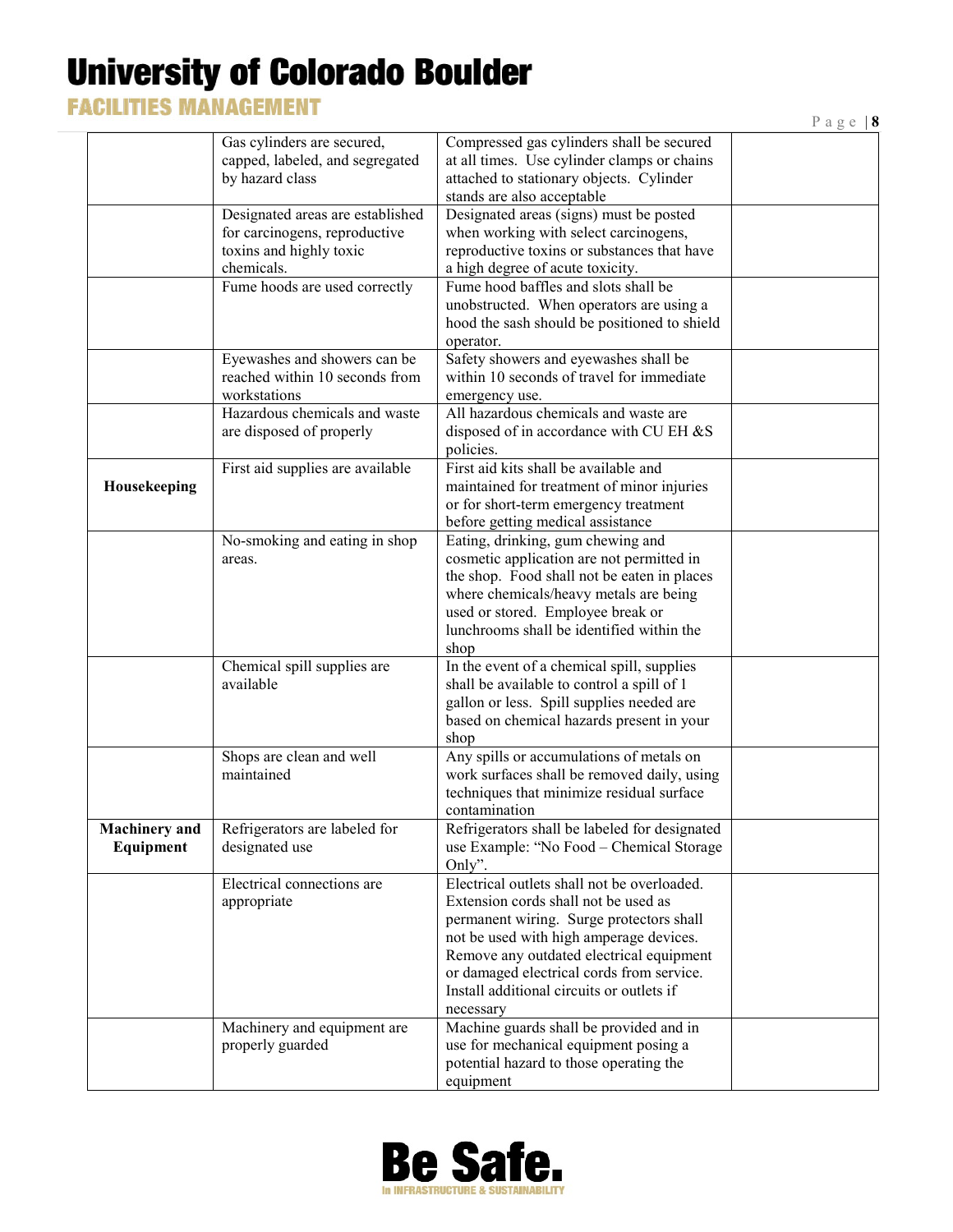| | | | |
|---|---|---|---|
| | Gas cylinders are secured, capped, labeled, and segregated by hazard class | Compressed gas cylinders shall be secured at all times. Use cylinder clamps or chains attached to stationary objects. Cylinder stands are also acceptable | |
| | Designated areas are established for carcinogens, reproductive toxins and highly toxic chemicals. | Designated areas (signs) must be posted when working with select carcinogens, reproductive toxins or substances that have a high degree of acute toxicity. | |
| | Fume hoods are used correctly | Fume hood baffles and slots shall be unobstructed. When operators are using a hood the sash should be positioned to shield operator. | |
| | Eyewashes and showers can be reached within 10 seconds from workstations | Safety showers and eyewashes shall be within 10 seconds of travel for immediate emergency use. | |
| | Hazardous chemicals and waste are disposed of properly | All hazardous chemicals and waste are disposed of in accordance with CU EH &S policies. | |
| **Housekeeping** | First aid supplies are available | First aid kits shall be available and maintained for treatment of minor injuries or for short-term emergency treatment before getting medical assistance | |
| | No-smoking and eating in shop areas. | Eating, drinking, gum chewing and cosmetic application are not permitted in the shop. Food shall not be eaten in places where chemicals/heavy metals are being used or stored. Employee break or lunchrooms shall be identified within the shop | |
| | Chemical spill supplies are available | In the event of a chemical spill, supplies shall be available to control a spill of 1 gallon or less. Spill supplies needed are based on chemical hazards present in your shop | |
| | Shops are clean and well maintained | Any spills or accumulations of metals on work surfaces shall be removed daily, using techniques that minimize residual surface contamination | |
| **Machinery and Equipment** | Refrigerators are labeled for designated use | Refrigerators shall be labeled for designated use Example: "No Food – Chemical Storage Only". | |
| | Electrical connections are appropriate | Electrical outlets shall not be overloaded. Extension cords shall not be used as permanent wiring. Surge protectors shall not be used with high amperage devices. Remove any outdated electrical equipment or damaged electrical cords from service. Install additional circuits or outlets if necessary | |
| | Machinery and equipment are properly guarded | Machine guards shall be provided and in use for mechanical equipment posing a potential hazard to those operating the equipment | |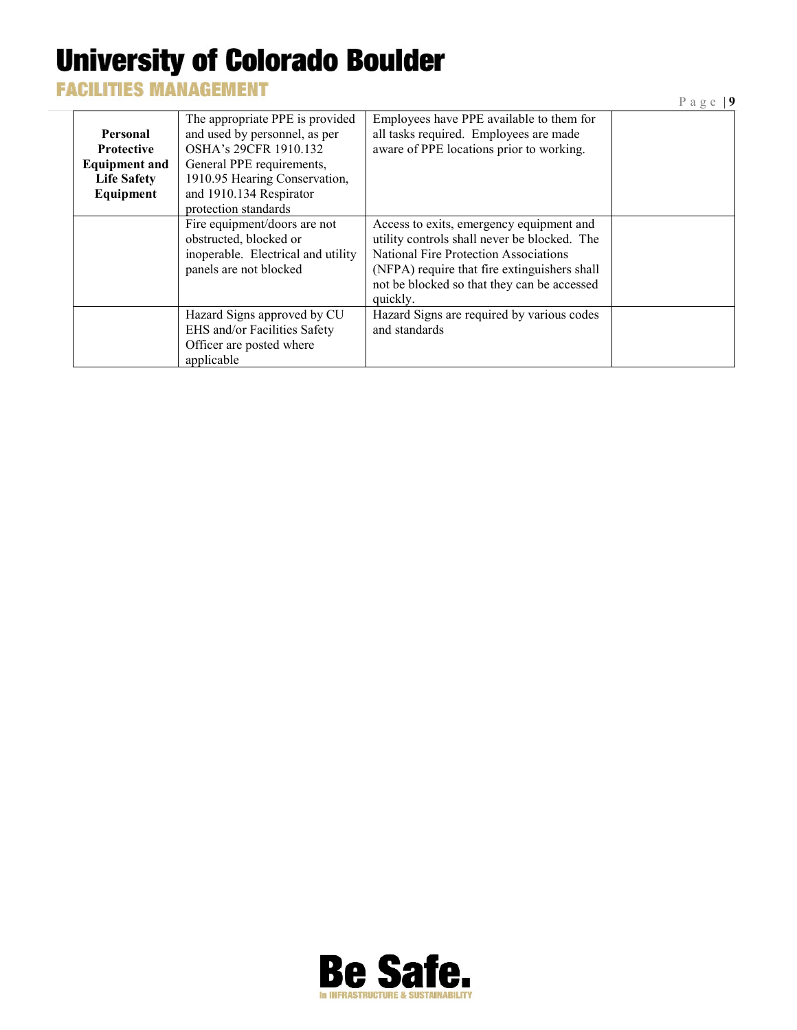| | | | |
|---|---|---|---|
| **Personal Protective Equipment and Life Safety Equipment** | The appropriate PPE is provided and used by personnel, as per OSHA's 29CFR 1910.132 General PPE requirements, 1910.95 Hearing Conservation, and 1910.134 Respirator protection standards | Employees have PPE available to them for all tasks required. Employees are made aware of PPE locations prior to working. | |
| | Fire equipment/doors are not obstructed, blocked or inoperable. Electrical and utility panels are not blocked | Access to exits, emergency equipment and utility controls shall never be blocked. The National Fire Protection Associations (NFPA) require that fire extinguishers shall not be blocked so that they can be accessed quickly. | |
| | Hazard Signs approved by CU EHS and/or Facilities Safety Officer are posted where applicable | Hazard Signs are required by various codes and standards | |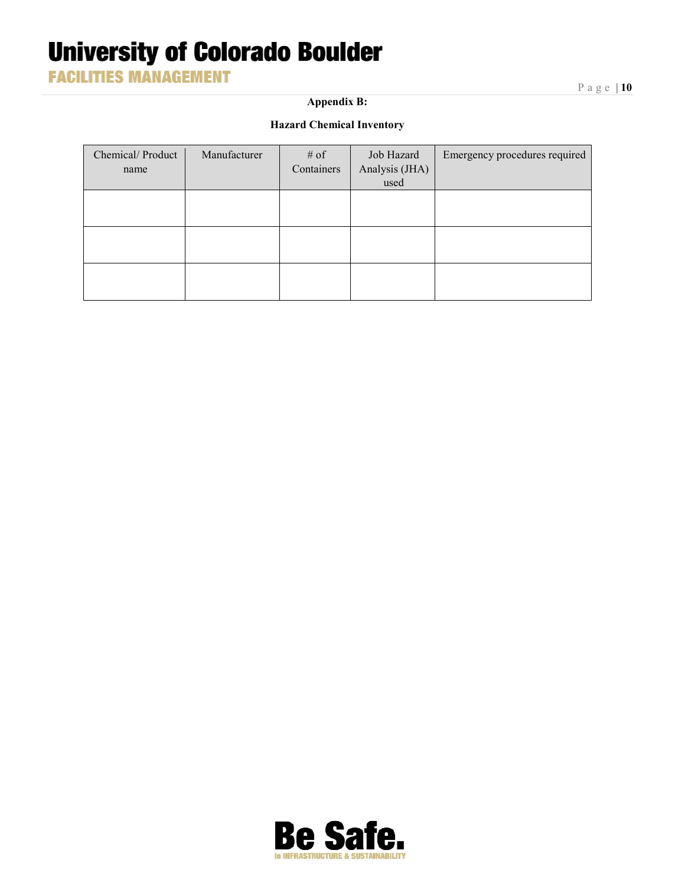**Appendix B:**

**Hazard Chemical Inventory**

| Chemical/ Product name | Manufacturer | # of Containers | Job Hazard Analysis (JHA) used | Emergency procedures required |
|---|---|---|---|---|
| | | | | |
| | | | | |
| | | | | |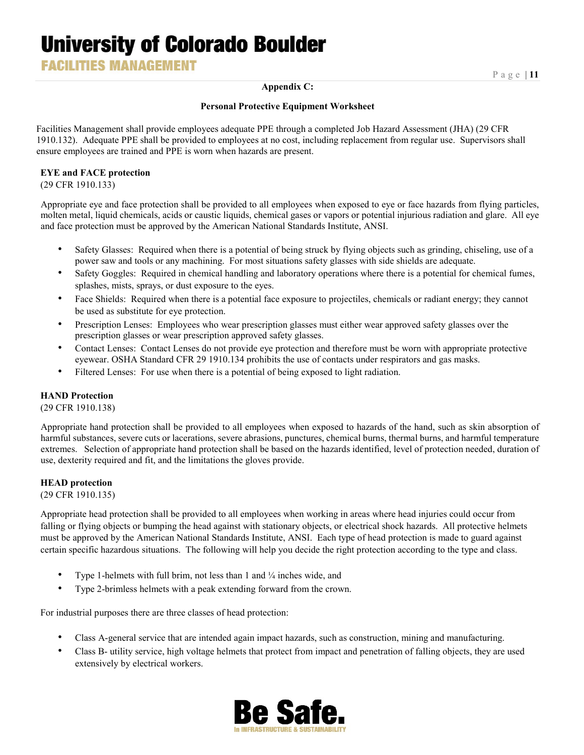## Appendix C:

### Personal Protective Equipment Worksheet

Facilities Management shall provide employees adequate PPE through a completed Job Hazard Assessment (JHA) (29 CFR 1910.132). Adequate PPE shall be provided to employees at no cost, including replacement from regular use. Supervisors shall ensure employees are trained and PPE is worn when hazards are present.

**EYE and FACE protection**
(29 CFR 1910.133)

Appropriate eye and face protection shall be provided to all employees when exposed to eye or face hazards from flying particles, molten metal, liquid chemicals, acids or caustic liquids, chemical gases or vapors or potential injurious radiation and glare. All eye and face protection must be approved by the American National Standards Institute, ANSI.

- Safety Glasses: Required when there is a potential of being struck by flying objects such as grinding, chiseling, use of a power saw and tools or any machining. For most situations safety glasses with side shields are adequate.
- Safety Goggles: Required in chemical handling and laboratory operations where there is a potential for chemical fumes, splashes, mists, sprays, or dust exposure to the eyes.
- Face Shields: Required when there is a potential face exposure to projectiles, chemicals or radiant energy; they cannot be used as substitute for eye protection.
- Prescription Lenses: Employees who wear prescription glasses must either wear approved safety glasses over the prescription glasses or wear prescription approved safety glasses.
- Contact Lenses: Contact Lenses do not provide eye protection and therefore must be worn with appropriate protective eyewear. OSHA Standard CFR 29 1910.134 prohibits the use of contacts under respirators and gas masks.
- Filtered Lenses: For use when there is a potential of being exposed to light radiation.

**HAND Protection**
(29 CFR 1910.138)

Appropriate hand protection shall be provided to all employees when exposed to hazards of the hand, such as skin absorption of harmful substances, severe cuts or lacerations, severe abrasions, punctures, chemical burns, thermal burns, and harmful temperature extremes. Selection of appropriate hand protection shall be based on the hazards identified, level of protection needed, duration of use, dexterity required and fit, and the limitations the gloves provide.

**HEAD protection**
(29 CFR 1910.135)

Appropriate head protection shall be provided to all employees when working in areas where head injuries could occur from falling or flying objects or bumping the head against with stationary objects, or electrical shock hazards. All protective helmets must be approved by the American National Standards Institute, ANSI. Each type of head protection is made to guard against certain specific hazardous situations. The following will help you decide the right protection according to the type and class.

- Type 1-helmets with full brim, not less than 1 and ¼ inches wide, and
- Type 2-brimless helmets with a peak extending forward from the crown.

For industrial purposes there are three classes of head protection:

- Class A-general service that are intended again impact hazards, such as construction, mining and manufacturing.
- Class B- utility service, high voltage helmets that protect from impact and penetration of falling objects, they are used extensively by electrical workers.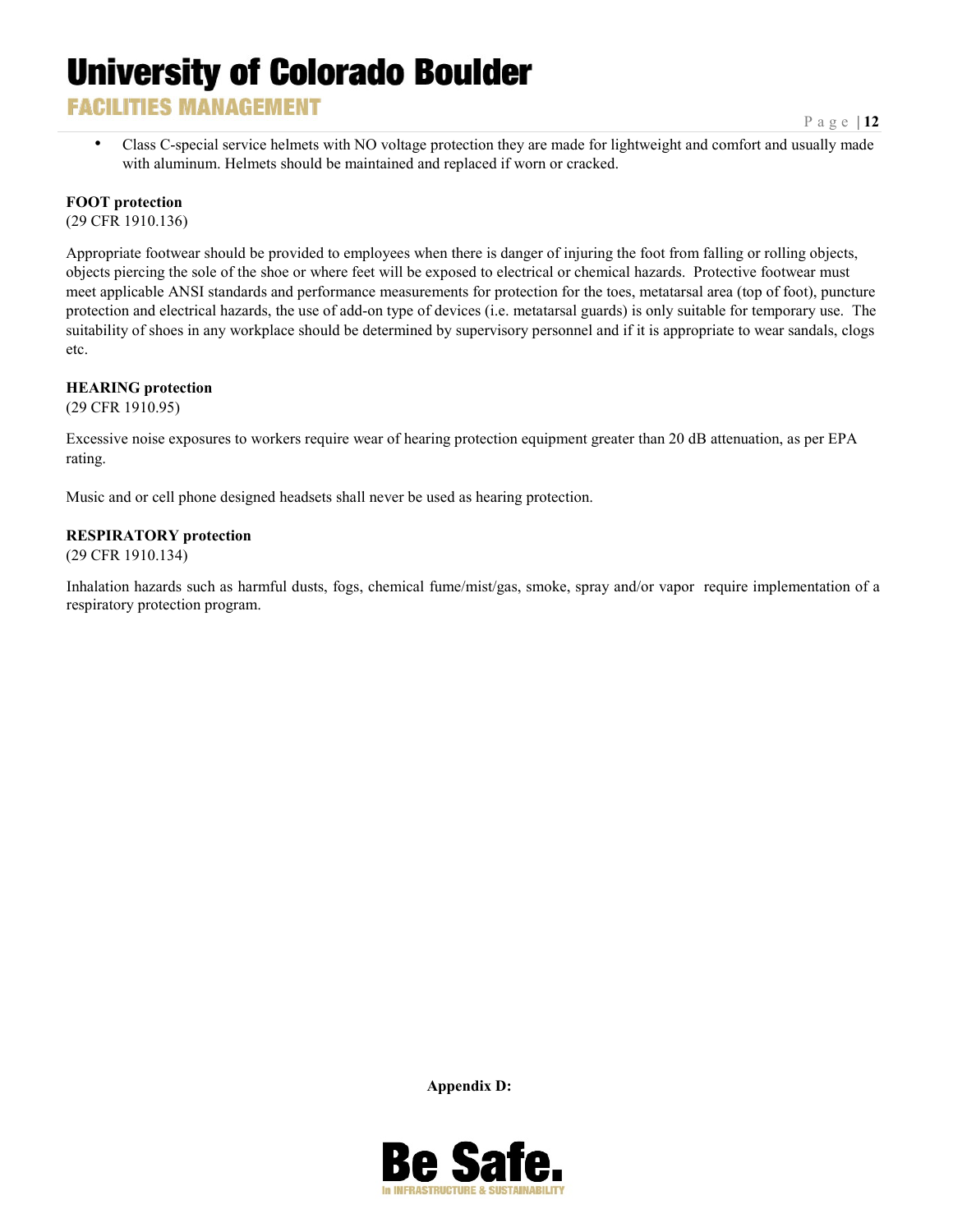- Class C-special service helmets with NO voltage protection they are made for lightweight and comfort and usually made with aluminum. Helmets should be maintained and replaced if worn or cracked.

**FOOT protection**
(29 CFR 1910.136)

Appropriate footwear should be provided to employees when there is danger of injuring the foot from falling or rolling objects, objects piercing the sole of the shoe or where feet will be exposed to electrical or chemical hazards. Protective footwear must meet applicable ANSI standards and performance measurements for protection for the toes, metatarsal area (top of foot), puncture protection and electrical hazards, the use of add-on type of devices (i.e. metatarsal guards) is only suitable for temporary use. The suitability of shoes in any workplace should be determined by supervisory personnel and if it is appropriate to wear sandals, clogs etc.

**HEARING protection**
(29 CFR 1910.95)

Excessive noise exposures to workers require wear of hearing protection equipment greater than 20 dB attenuation, as per EPA rating.

Music and or cell phone designed headsets shall never be used as hearing protection.

**RESPIRATORY protection**
(29 CFR 1910.134)

Inhalation hazards such as harmful dusts, fogs, chemical fume/mist/gas, smoke, spray and/or vapor require implementation of a respiratory protection program.

**Appendix D:**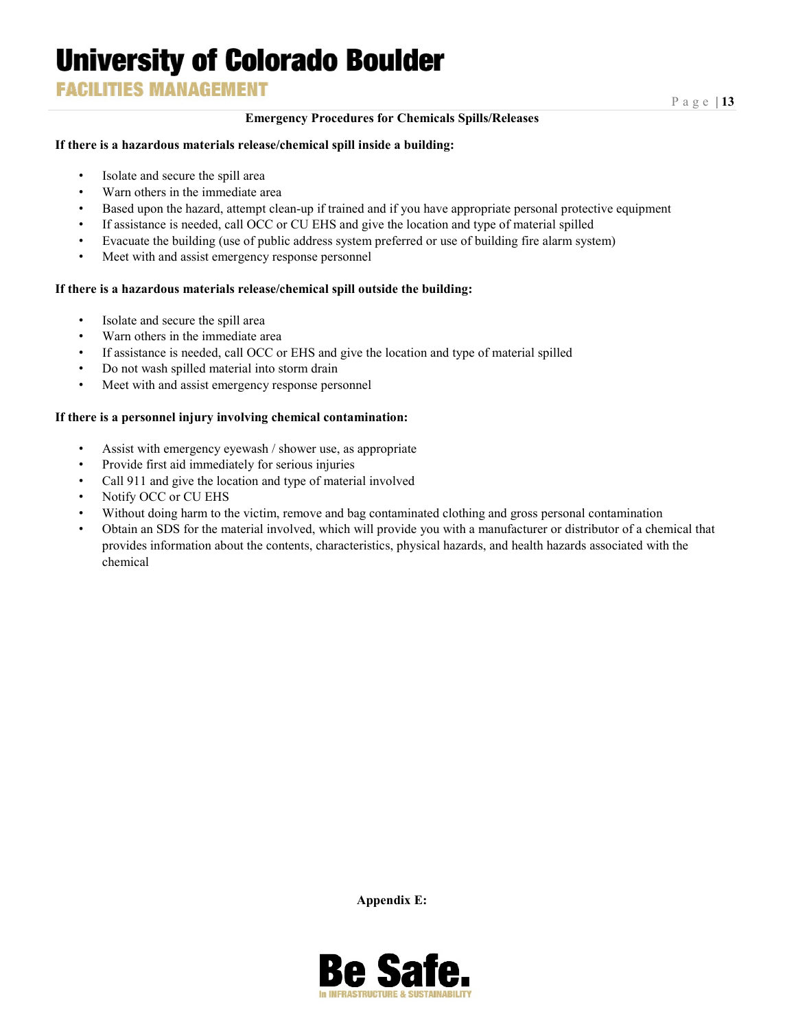## Emergency Procedures for Chemicals Spills/Releases

**If there is a hazardous materials release/chemical spill inside a building:**

- Isolate and secure the spill area
- Warn others in the immediate area
- Based upon the hazard, attempt clean-up if trained and if you have appropriate personal protective equipment
- If assistance is needed, call OCC or CU EHS and give the location and type of material spilled
- Evacuate the building (use of public address system preferred or use of building fire alarm system)
- Meet with and assist emergency response personnel

**If there is a hazardous materials release/chemical spill outside the building:**

- Isolate and secure the spill area
- Warn others in the immediate area
- If assistance is needed, call OCC or EHS and give the location and type of material spilled
- Do not wash spilled material into storm drain
- Meet with and assist emergency response personnel

**If there is a personnel injury involving chemical contamination:**

- Assist with emergency eyewash / shower use, as appropriate
- Provide first aid immediately for serious injuries
- Call 911 and give the location and type of material involved
- Notify OCC or CU EHS
- Without doing harm to the victim, remove and bag contaminated clothing and gross personal contamination
- Obtain an SDS for the material involved, which will provide you with a manufacturer or distributor of a chemical that provides information about the contents, characteristics, physical hazards, and health hazards associated with the chemical

**Appendix E:**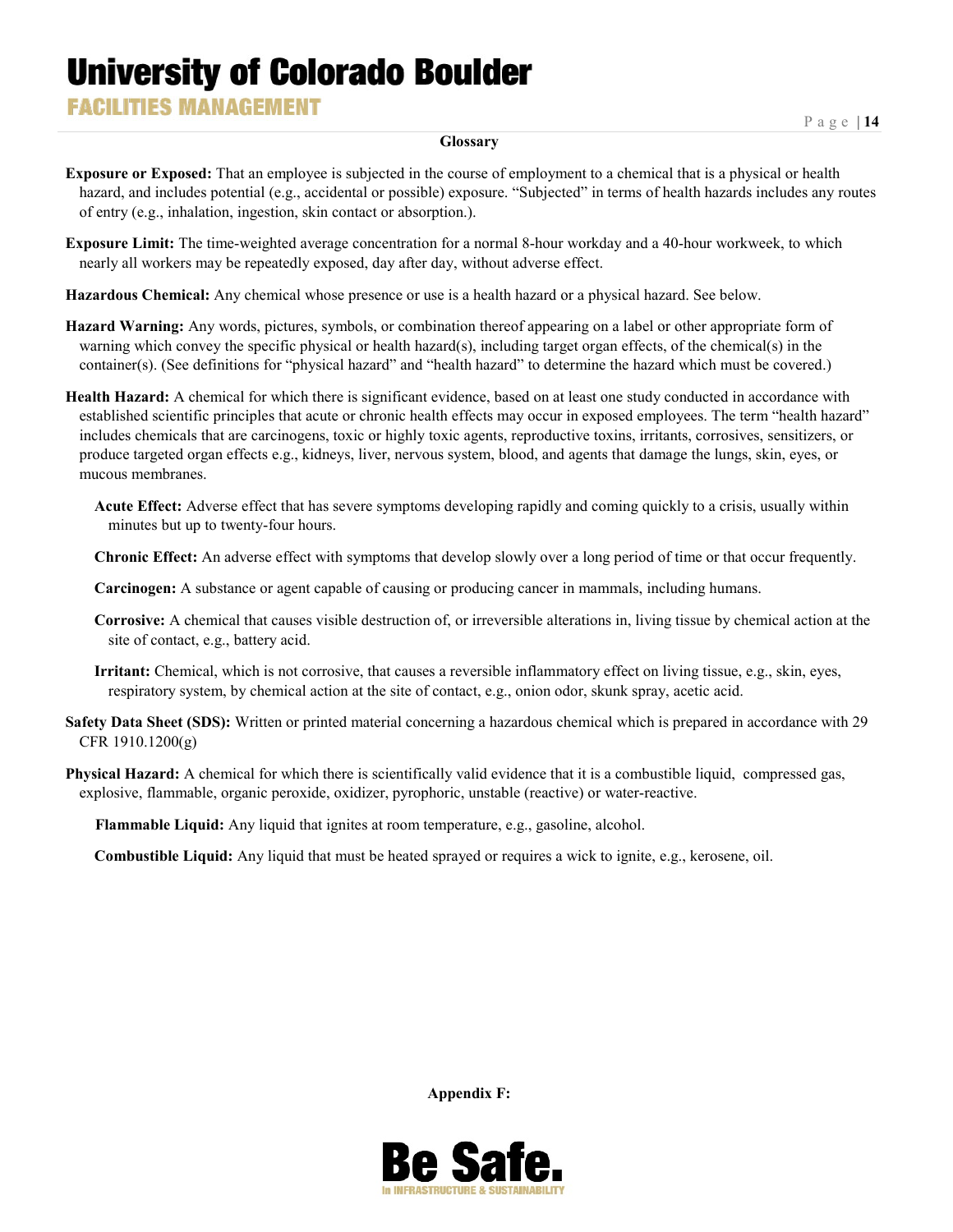## Glossary

**Exposure or Exposed:** That an employee is subjected in the course of employment to a chemical that is a physical or health hazard, and includes potential (e.g., accidental or possible) exposure. "Subjected" in terms of health hazards includes any routes of entry (e.g., inhalation, ingestion, skin contact or absorption.).

**Exposure Limit:** The time-weighted average concentration for a normal 8-hour workday and a 40-hour workweek, to which nearly all workers may be repeatedly exposed, day after day, without adverse effect.

**Hazardous Chemical:** Any chemical whose presence or use is a health hazard or a physical hazard. See below.

**Hazard Warning:** Any words, pictures, symbols, or combination thereof appearing on a label or other appropriate form of warning which convey the specific physical or health hazard(s), including target organ effects, of the chemical(s) in the container(s). (See definitions for "physical hazard" and "health hazard" to determine the hazard which must be covered.)

**Health Hazard:** A chemical for which there is significant evidence, based on at least one study conducted in accordance with established scientific principles that acute or chronic health effects may occur in exposed employees. The term "health hazard" includes chemicals that are carcinogens, toxic or highly toxic agents, reproductive toxins, irritants, corrosives, sensitizers, or produce targeted organ effects e.g., kidneys, liver, nervous system, blood, and agents that damage the lungs, skin, eyes, or mucous membranes.

> **Acute Effect:** Adverse effect that has severe symptoms developing rapidly and coming quickly to a crisis, usually within minutes but up to twenty-four hours.
>
> **Chronic Effect:** An adverse effect with symptoms that develop slowly over a long period of time or that occur frequently.
>
> **Carcinogen:** A substance or agent capable of causing or producing cancer in mammals, including humans.
>
> **Corrosive:** A chemical that causes visible destruction of, or irreversible alterations in, living tissue by chemical action at the site of contact, e.g., battery acid.
>
> **Irritant:** Chemical, which is not corrosive, that causes a reversible inflammatory effect on living tissue, e.g., skin, eyes, respiratory system, by chemical action at the site of contact, e.g., onion odor, skunk spray, acetic acid.

**Safety Data Sheet (SDS):** Written or printed material concerning a hazardous chemical which is prepared in accordance with 29 CFR 1910.1200(g)

**Physical Hazard:** A chemical for which there is scientifically valid evidence that it is a combustible liquid, compressed gas, explosive, flammable, organic peroxide, oxidizer, pyrophoric, unstable (reactive) or water-reactive.

> **Flammable Liquid:** Any liquid that ignites at room temperature, e.g., gasoline, alcohol.
>
> **Combustible Liquid:** Any liquid that must be heated sprayed or requires a wick to ignite, e.g., kerosene, oil.

**Appendix F:**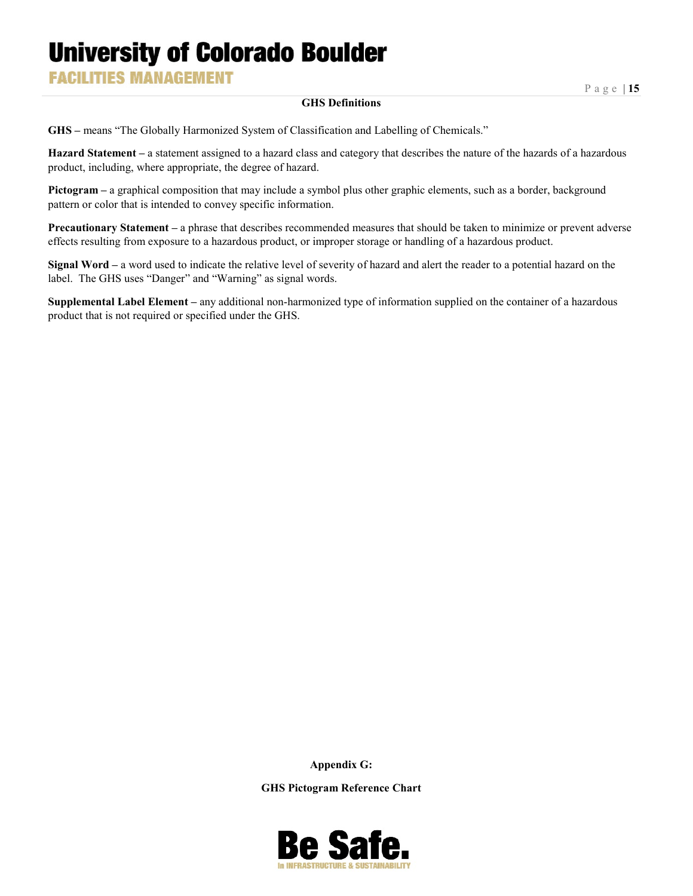## GHS Definitions

**GHS –** means "The Globally Harmonized System of Classification and Labelling of Chemicals."

**Hazard Statement –** a statement assigned to a hazard class and category that describes the nature of the hazards of a hazardous product, including, where appropriate, the degree of hazard.

**Pictogram –** a graphical composition that may include a symbol plus other graphic elements, such as a border, background pattern or color that is intended to convey specific information.

**Precautionary Statement –** a phrase that describes recommended measures that should be taken to minimize or prevent adverse effects resulting from exposure to a hazardous product, or improper storage or handling of a hazardous product.

**Signal Word –** a word used to indicate the relative level of severity of hazard and alert the reader to a potential hazard on the label. The GHS uses "Danger" and "Warning" as signal words.

**Supplemental Label Element –** any additional non-harmonized type of information supplied on the container of a hazardous product that is not required or specified under the GHS.

## Appendix G:

## GHS Pictogram Reference Chart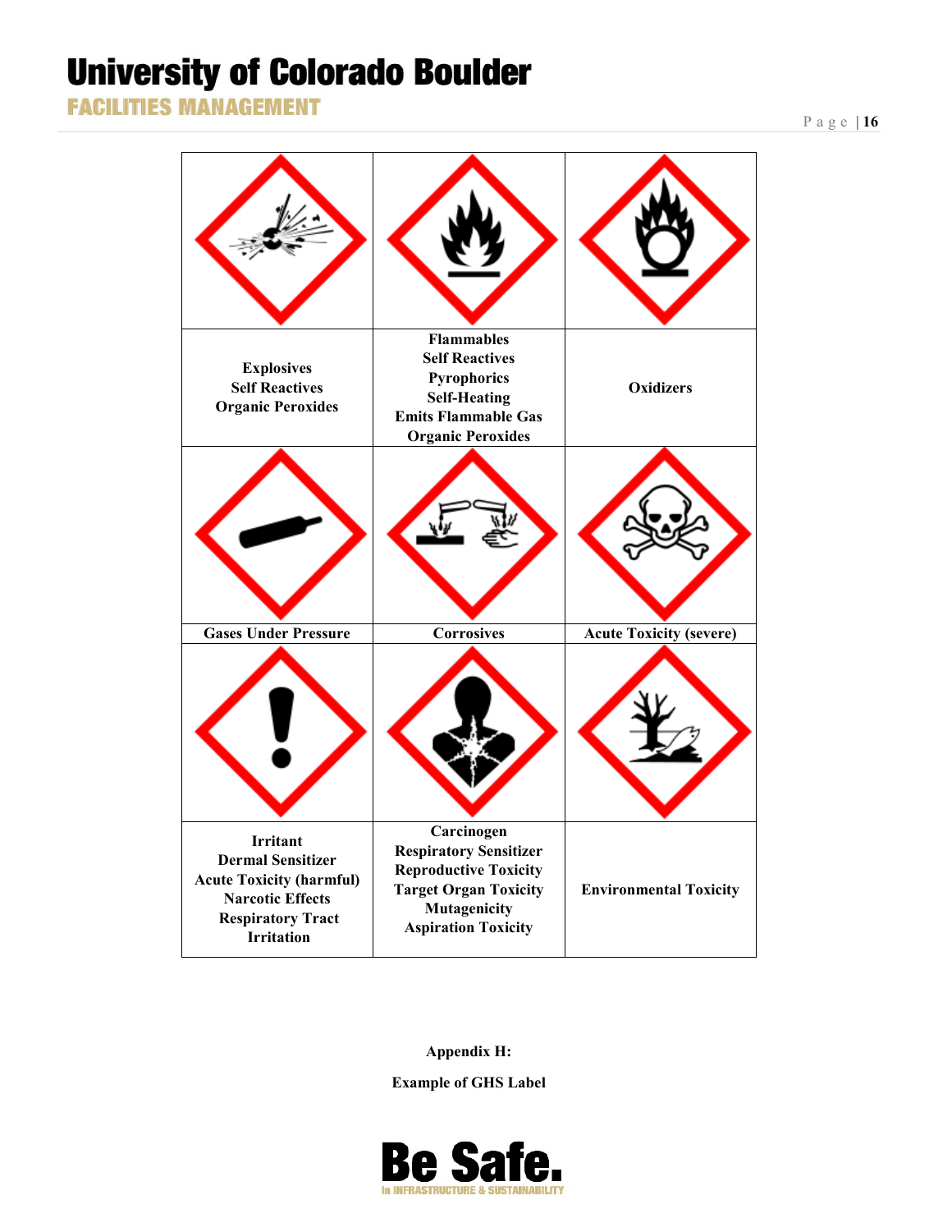| | | |
|---|---|---|
| Explosives<br>Self Reactives<br>Organic Peroxides | Flammables<br>Self Reactives<br>Pyrophorics<br>Self-Heating<br>Emits Flammable Gas<br>Organic Peroxides | Oxidizers |
| Gases Under Pressure | Corrosives | Acute Toxicity (severe) |
| Irritant<br>Dermal Sensitizer<br>Acute Toxicity (harmful)<br>Narcotic Effects<br>Respiratory Tract Irritation | Carcinogen<br>Respiratory Sensitizer<br>Reproductive Toxicity<br>Target Organ Toxicity<br>Mutagenicity<br>Aspiration Toxicity | Environmental Toxicity |

**Appendix H:**

**Example of GHS Label**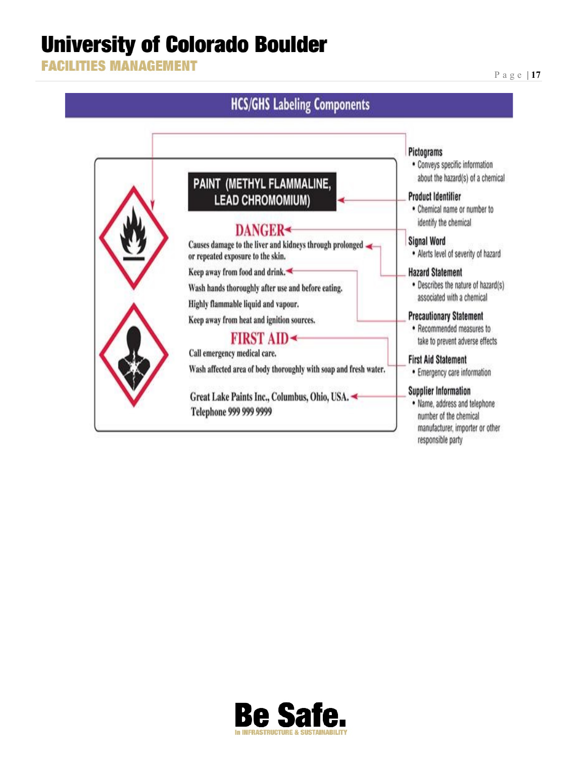## HCS/GHS Labeling Components

PAINT (METHYL FLAMMALINE, LEAD CHROMOMIUM)

DANGER

Causes damage to the liver and kidneys through prolonged or repeated exposure to the skin.

Keep away from food and drink.

Wash hands thoroughly after use and before eating.

Highly flammable liquid and vapour.

Keep away from heat and ignition sources.

FIRST AID

Call emergency medical care.

Wash affected area of body thoroughly with soap and fresh water.

Great Lake Paints Inc., Columbus, Ohio, USA.
Telephone 999 999 9999

**Pictograms**
- Conveys specific information about the hazard(s) of a chemical

**Product Identifier**
- Chemical name or number to identify the chemical

**Signal Word**
- Alerts level of severity of hazard

**Hazard Statement**
- Describes the nature of hazard(s) associated with a chemical

**Precautionary Statement**
- Recommended measures to take to prevent adverse effects

**First Aid Statement**
- Emergency care information

**Supplier Information**
- Name, address and telephone number of the chemical manufacturer, importer or other responsible party